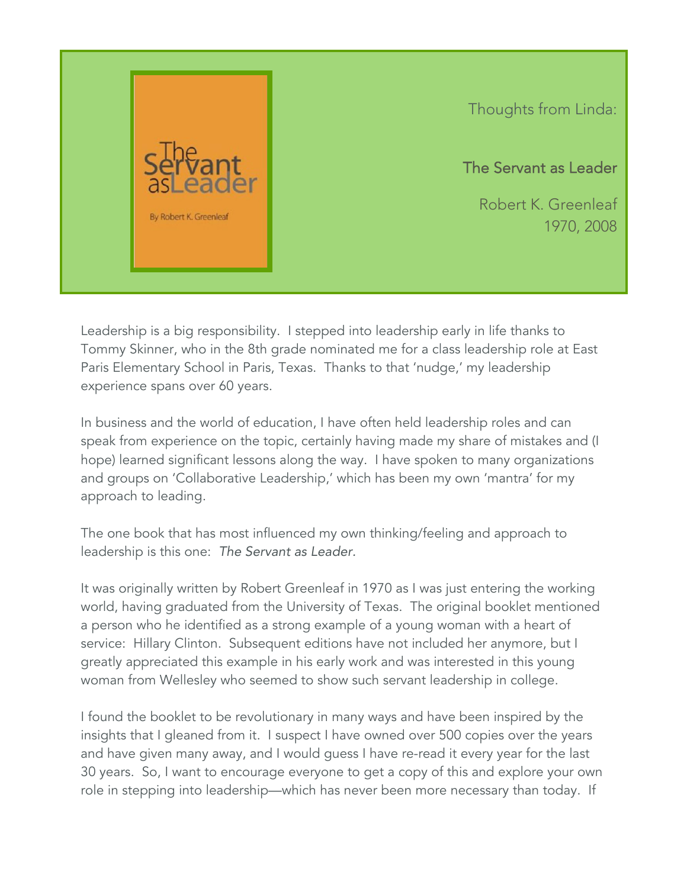Thoughts from Linda:

## The Servant as Leader

Robert K. Greenleaf
1970, 2008

Leadership is a big responsibility. I stepped into leadership early in life thanks to Tommy Skinner, who in the 8th grade nominated me for a class leadership role at East Paris Elementary School in Paris, Texas. Thanks to that 'nudge,' my leadership experience spans over 60 years.

In business and the world of education, I have often held leadership roles and can speak from experience on the topic, certainly having made my share of mistakes and (I hope) learned significant lessons along the way. I have spoken to many organizations and groups on 'Collaborative Leadership,' which has been my own 'mantra' for my approach to leading.

The one book that has most influenced my own thinking/feeling and approach to leadership is this one: *The Servant as Leader.*

It was originally written by Robert Greenleaf in 1970 as I was just entering the working world, having graduated from the University of Texas. The original booklet mentioned a person who he identified as a strong example of a young woman with a heart of service: Hillary Clinton. Subsequent editions have not included her anymore, but I greatly appreciated this example in his early work and was interested in this young woman from Wellesley who seemed to show such servant leadership in college.

I found the booklet to be revolutionary in many ways and have been inspired by the insights that I gleaned from it. I suspect I have owned over 500 copies over the years and have given many away, and I would guess I have re-read it every year for the last 30 years. So, I want to encourage everyone to get a copy of this and explore your own role in stepping into leadership—which has never been more necessary than today. If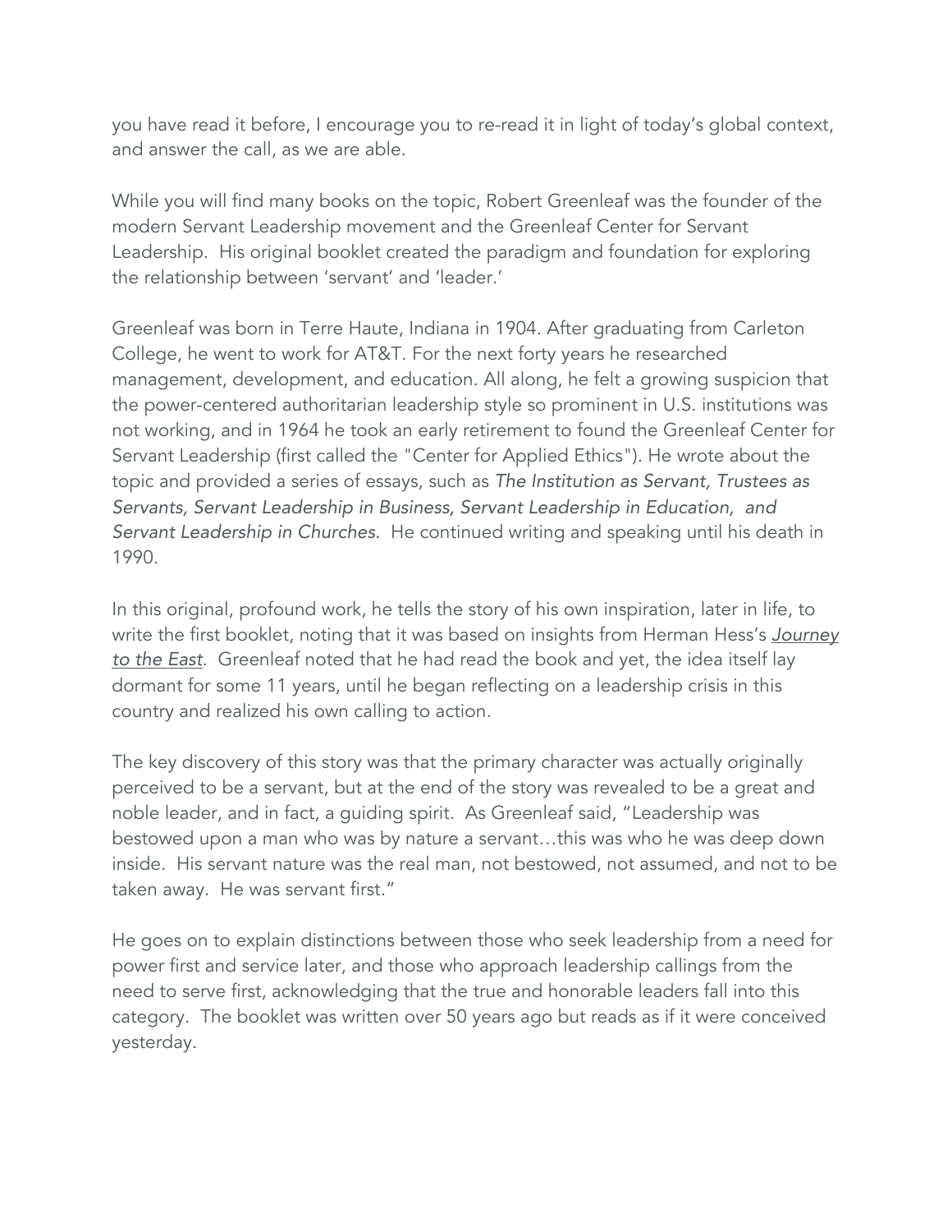you have read it before, I encourage you to re-read it in light of today's global context, and answer the call, as we are able.

While you will find many books on the topic, Robert Greenleaf was the founder of the modern Servant Leadership movement and the Greenleaf Center for Servant Leadership. His original booklet created the paradigm and foundation for exploring the relationship between 'servant' and 'leader.'

Greenleaf was born in Terre Haute, Indiana in 1904. After graduating from Carleton College, he went to work for AT&T. For the next forty years he researched management, development, and education. All along, he felt a growing suspicion that the power-centered authoritarian leadership style so prominent in U.S. institutions was not working, and in 1964 he took an early retirement to found the Greenleaf Center for Servant Leadership (first called the "Center for Applied Ethics"). He wrote about the topic and provided a series of essays, such as *The Institution as Servant, Trustees as Servants, Servant Leadership in Business, Servant Leadership in Education, and Servant Leadership in Churches.* He continued writing and speaking until his death in 1990.

In this original, profound work, he tells the story of his own inspiration, later in life, to write the first booklet, noting that it was based on insights from Herman Hess's *Journey to the East*. Greenleaf noted that he had read the book and yet, the idea itself lay dormant for some 11 years, until he began reflecting on a leadership crisis in this country and realized his own calling to action.

The key discovery of this story was that the primary character was actually originally perceived to be a servant, but at the end of the story was revealed to be a great and noble leader, and in fact, a guiding spirit. As Greenleaf said, "Leadership was bestowed upon a man who was by nature a servant…this was who he was deep down inside. His servant nature was the real man, not bestowed, not assumed, and not to be taken away. He was servant first."

He goes on to explain distinctions between those who seek leadership from a need for power first and service later, and those who approach leadership callings from the need to serve first, acknowledging that the true and honorable leaders fall into this category. The booklet was written over 50 years ago but reads as if it were conceived yesterday.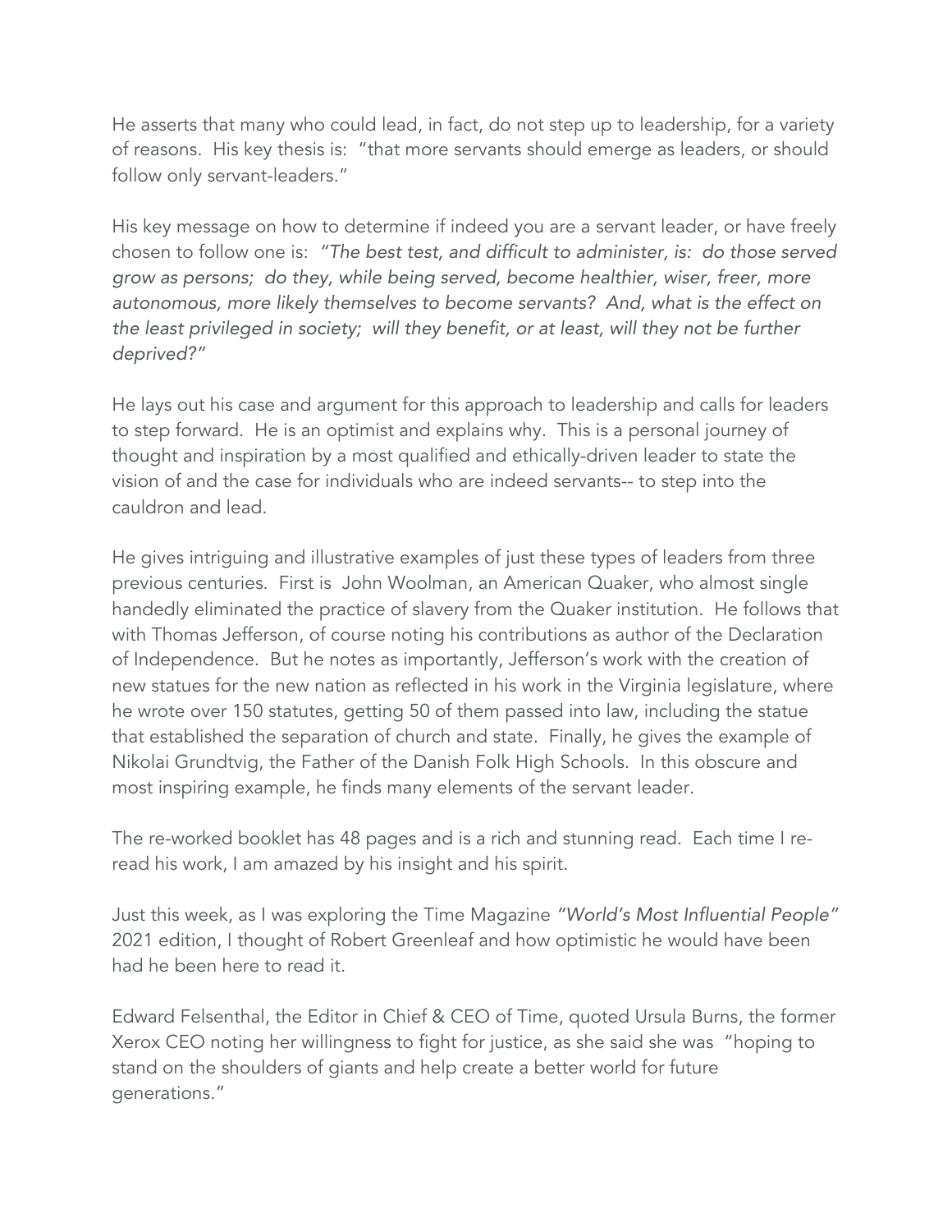He asserts that many who could lead, in fact, do not step up to leadership, for a variety of reasons. His key thesis is: "that more servants should emerge as leaders, or should follow only servant-leaders."

His key message on how to determine if indeed you are a servant leader, or have freely chosen to follow one is: *"The best test, and difficult to administer, is: do those served grow as persons; do they, while being served, become healthier, wiser, freer, more autonomous, more likely themselves to become servants? And, what is the effect on the least privileged in society; will they benefit, or at least, will they not be further deprived?"*

He lays out his case and argument for this approach to leadership and calls for leaders to step forward. He is an optimist and explains why. This is a personal journey of thought and inspiration by a most qualified and ethically-driven leader to state the vision of and the case for individuals who are indeed servants-- to step into the cauldron and lead.

He gives intriguing and illustrative examples of just these types of leaders from three previous centuries. First is John Woolman, an American Quaker, who almost single handedly eliminated the practice of slavery from the Quaker institution. He follows that with Thomas Jefferson, of course noting his contributions as author of the Declaration of Independence. But he notes as importantly, Jefferson's work with the creation of new statues for the new nation as reflected in his work in the Virginia legislature, where he wrote over 150 statutes, getting 50 of them passed into law, including the statue that established the separation of church and state. Finally, he gives the example of Nikolai Grundtvig, the Father of the Danish Folk High Schools. In this obscure and most inspiring example, he finds many elements of the servant leader.

The re-worked booklet has 48 pages and is a rich and stunning read. Each time I re-read his work, I am amazed by his insight and his spirit.

Just this week, as I was exploring the Time Magazine *"World's Most Influential People"* 2021 edition, I thought of Robert Greenleaf and how optimistic he would have been had he been here to read it.

Edward Felsenthal, the Editor in Chief & CEO of Time, quoted Ursula Burns, the former Xerox CEO noting her willingness to fight for justice, as she said she was "hoping to stand on the shoulders of giants and help create a better world for future generations."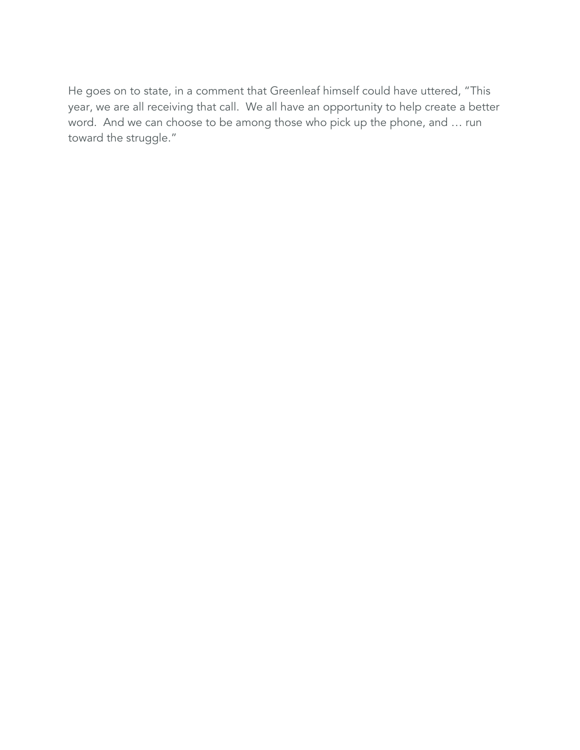He goes on to state, in a comment that Greenleaf himself could have uttered, "This year, we are all receiving that call. We all have an opportunity to help create a better word. And we can choose to be among those who pick up the phone, and … run toward the struggle."